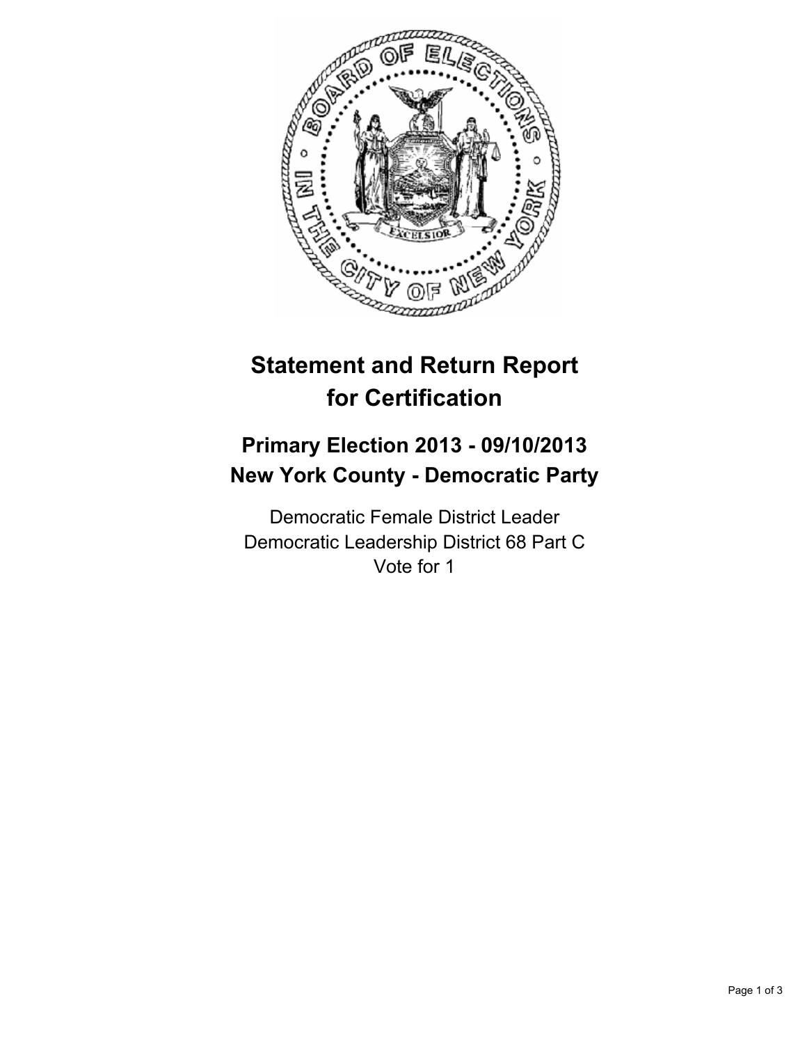# Statement and Return Report for Certification

## Primary Election 2013 - 09/10/2013
## New York County - Democratic Party

Democratic Female District Leader
Democratic Leadership District 68 Part C
Vote for 1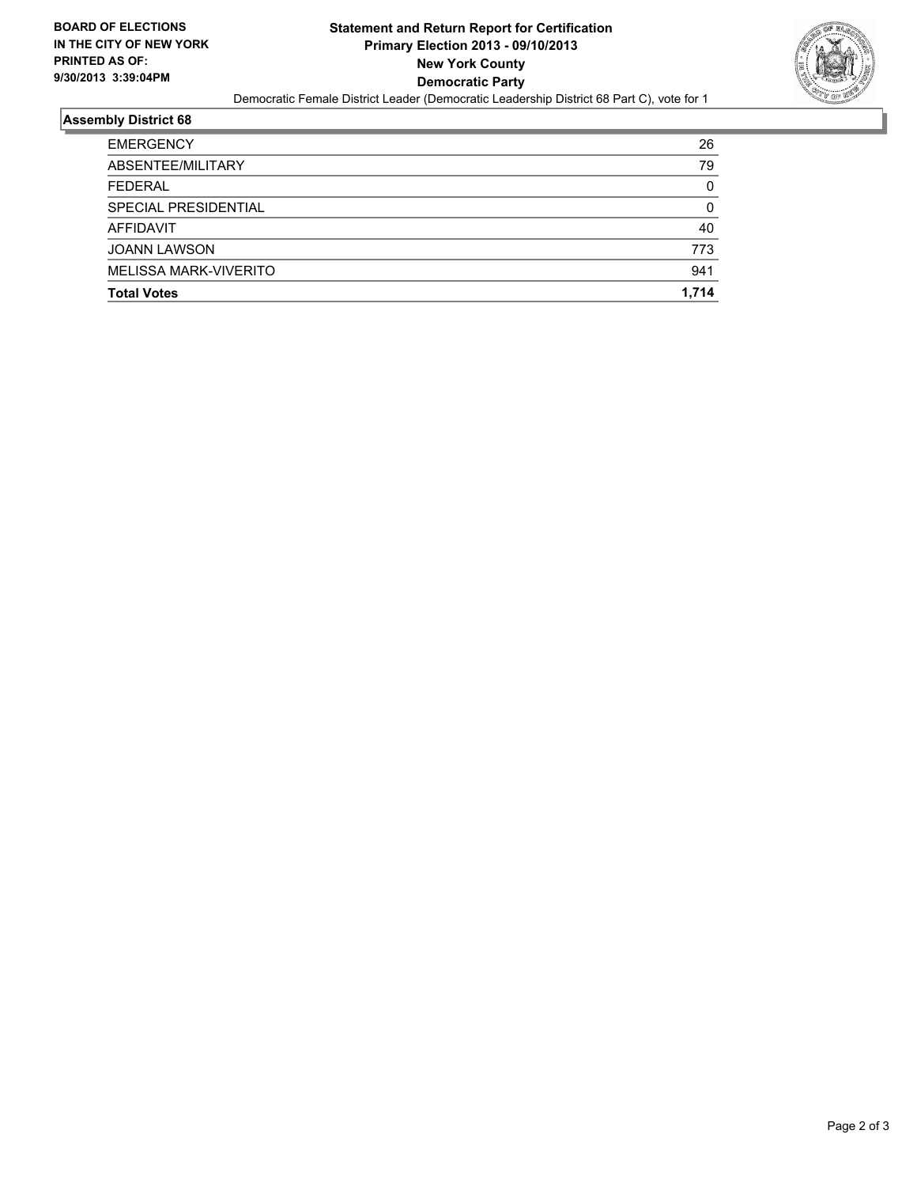**BOARD OF ELECTIONS IN THE CITY OF NEW YORK PRINTED AS OF: 9/30/2013 3:39:04PM**

# Statement and Return Report for Certification
## Primary Election 2013 - 09/10/2013
## New York County
## Democratic Party

Democratic Female District Leader (Democratic Leadership District 68 Part C), vote for 1

### Assembly District 68

| | |
|---|---|
| EMERGENCY | 26 |
| ABSENTEE/MILITARY | 79 |
| FEDERAL | 0 |
| SPECIAL PRESIDENTIAL | 0 |
| AFFIDAVIT | 40 |
| JOANN LAWSON | 773 |
| MELISSA MARK-VIVERITO | 941 |
| **Total Votes** | **1,714** |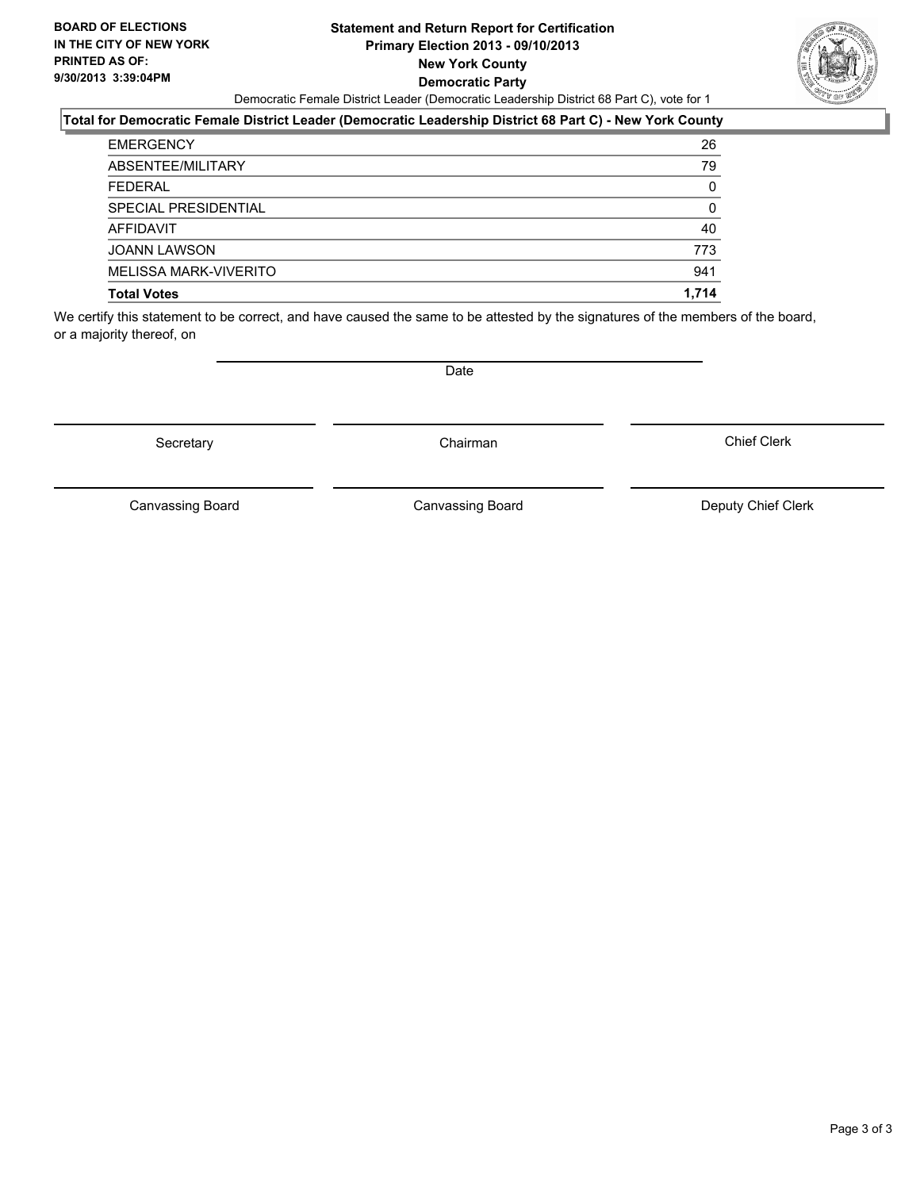**BOARD OF ELECTIONS IN THE CITY OF NEW YORK PRINTED AS OF: 9/30/2013 3:39:04PM**

**Statement and Return Report for Certification**
**Primary Election 2013 - 09/10/2013**
**New York County**
**Democratic Party**

Democratic Female District Leader (Democratic Leadership District 68 Part C), vote for 1

**Total for Democratic Female District Leader (Democratic Leadership District 68 Part C) - New York County**

| | |
|---|---|
| EMERGENCY | 26 |
| ABSENTEE/MILITARY | 79 |
| FEDERAL | 0 |
| SPECIAL PRESIDENTIAL | 0 |
| AFFIDAVIT | 40 |
| JOANN LAWSON | 773 |
| MELISSA MARK-VIVERITO | 941 |
| **Total Votes** | **1,714** |

We certify this statement to be correct, and have caused the same to be attested by the signatures of the members of the board, or a majority thereof, on

Date

Secretary

Chairman

Chief Clerk

Canvassing Board

Canvassing Board

Deputy Chief Clerk